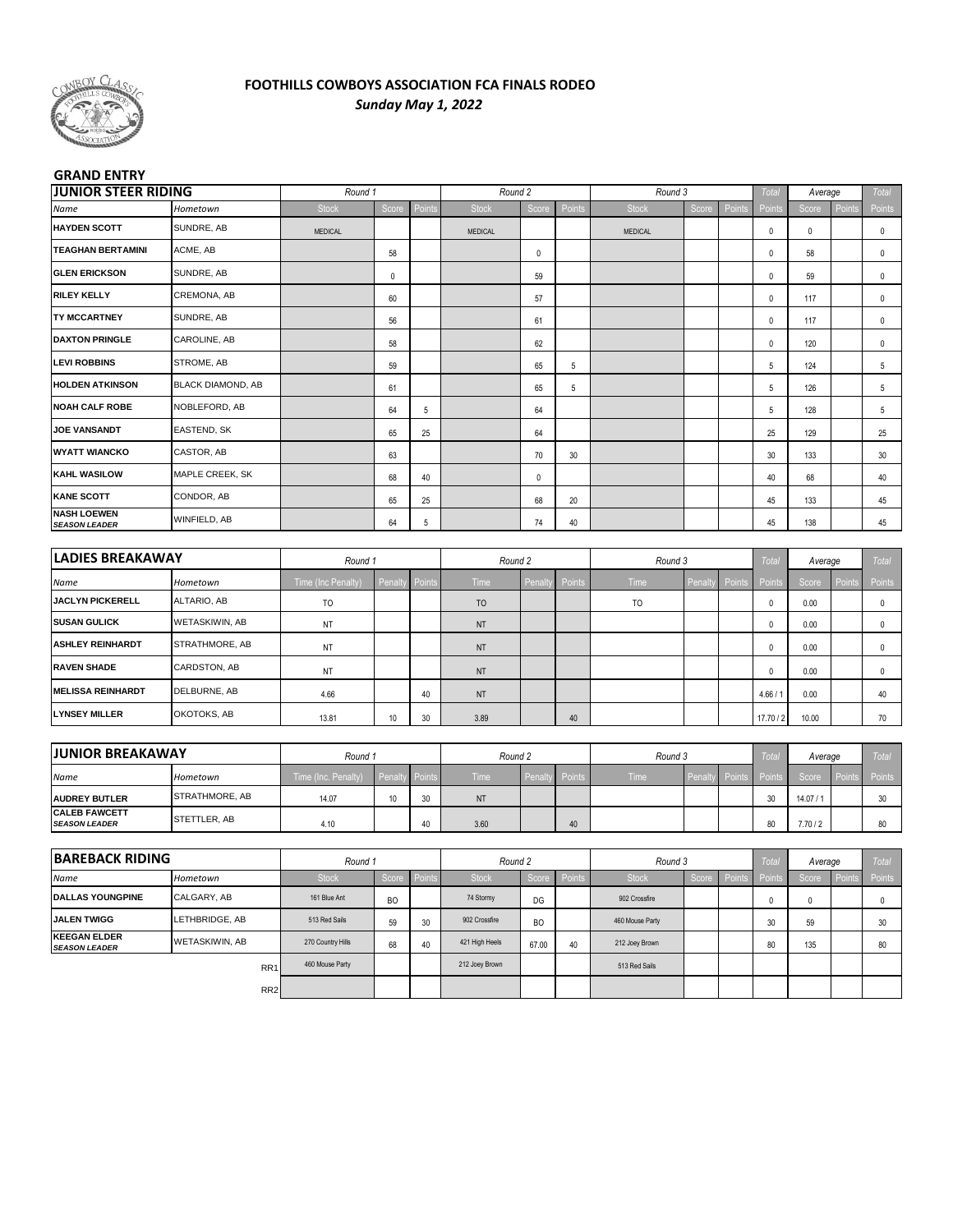# FOOTHILLS COWBOYS ASSOCIATION FCA FINALS RODEO

***Sunday May 1, 2022***

## GRAND ENTRY

| JUNIOR STEER RIDING | | Round 1 | | | Round 2 | | | Round 3 | | | Total | Average | | Total |
|---|---|---|---|---|---|---|---|---|---|---|---|---|---|---|
| *Name* | *Hometown* | Stock | Score | Points | Stock | Score | Points | Stock | Score | Points | Points | Score | Points | Points |
| **HAYDEN SCOTT** | SUNDRE, AB | MEDICAL | | | MEDICAL | | | MEDICAL | | | 0 | 0 | | 0 |
| **TEAGHAN BERTAMINI** | ACME, AB | | 58 | | | 0 | | | | | 0 | 58 | | 0 |
| **GLEN ERICKSON** | SUNDRE, AB | | 0 | | | 59 | | | | | 0 | 59 | | 0 |
| **RILEY KELLY** | CREMONA, AB | | 60 | | | 57 | | | | | 0 | 117 | | 0 |
| **TY MCCARTNEY** | SUNDRE, AB | | 56 | | | 61 | | | | | 0 | 117 | | 0 |
| **DAXTON PRINGLE** | CAROLINE, AB | | 58 | | | 62 | | | | | 0 | 120 | | 0 |
| **LEVI ROBBINS** | STROME, AB | | 59 | | | 65 | 5 | | | | 5 | 124 | | 5 |
| **HOLDEN ATKINSON** | BLACK DIAMOND, AB | | 61 | | | 65 | 5 | | | | 5 | 126 | | 5 |
| **NOAH CALF ROBE** | NOBLEFORD, AB | | 64 | 5 | | 64 | | | | | 5 | 128 | | 5 |
| **JOE VANSANDT** | EASTEND, SK | | 65 | 25 | | 64 | | | | | 25 | 129 | | 25 |
| **WYATT WIANCKO** | CASTOR, AB | | 63 | | | 70 | 30 | | | | 30 | 133 | | 30 |
| **KAHL WASILOW** | MAPLE CREEK, SK | | 68 | 40 | | 0 | | | | | 40 | 68 | | 40 |
| **KANE SCOTT** | CONDOR, AB | | 65 | 25 | | 68 | 20 | | | | 45 | 133 | | 45 |
| **NASH LOEWEN** ***SEASON LEADER*** | WINFIELD, AB | | 64 | 5 | | 74 | 40 | | | | 45 | 138 | | 45 |

| LADIES BREAKAWAY | | Round 1 | | | Round 2 | | | Round 3 | | | Total | Average | | Total |
|---|---|---|---|---|---|---|---|---|---|---|---|---|---|---|
| *Name* | *Hometown* | Time (Inc Penalty) | Penalty | Points | Time | Penalty | Points | Time | Penalty | Points | Points | Score | Points | Points |
| **JACLYN PICKERELL** | ALTARIO, AB | TO | | | TO | | | TO | | | 0 | 0.00 | | 0 |
| **SUSAN GULICK** | WETASKIWIN, AB | NT | | | NT | | | | | | 0 | 0.00 | | 0 |
| **ASHLEY REINHARDT** | STRATHMORE, AB | NT | | | NT | | | | | | 0 | 0.00 | | 0 |
| **RAVEN SHADE** | CARDSTON, AB | NT | | | NT | | | | | | 0 | 0.00 | | 0 |
| **MELISSA REINHARDT** | DELBURNE, AB | 4.66 | | 40 | NT | | | | | | 4.66 / 1 | 0.00 | | 40 |
| **LYNSEY MILLER** | OKOTOKS, AB | 13.81 | 10 | 30 | 3.89 | | 40 | | | | 17.70 / 2 | 10.00 | | 70 |

| JUNIOR BREAKAWAY | | Round 1 | | | Round 2 | | | Round 3 | | | Total | Average | | Total |
|---|---|---|---|---|---|---|---|---|---|---|---|---|---|---|
| *Name* | *Hometown* | Time (Inc. Penalty) | Penalty | Points | Time | Penalty | Points | Time | Penalty | Points | Points | Score | Points | Points |
| **AUDREY BUTLER** | STRATHMORE, AB | 14.07 | 10 | 30 | NT | | | | | | 30 | 14.07 / 1 | | 30 |
| **CALEB FAWCETT** ***SEASON LEADER*** | STETTLER, AB | 4.10 | | 40 | 3.60 | | 40 | | | | 80 | 7.70 / 2 | | 80 |

| BAREBACK RIDING | | Round 1 | | | Round 2 | | | Round 3 | | | Total | Average | | Total |
|---|---|---|---|---|---|---|---|---|---|---|---|---|---|---|
| *Name* | *Hometown* | Stock | Score | Points | Stock | Score | Points | Stock | Score | Points | Points | Score | Points | Points |
| **DALLAS YOUNGPINE** | CALGARY, AB | 161 Blue Ant | BO | | 74 Stormy | DG | | 902 Crossfire | | | 0 | 0 | | 0 |
| **JALEN TWIGG** | LETHBRIDGE, AB | 513 Red Sails | 59 | 30 | 902 Crossfire | BO | | 460 Mouse Party | | | 30 | 59 | | 30 |
| **KEEGAN ELDER** ***SEASON LEADER*** | WETASKIWIN, AB | 270 Country Hills | 68 | 40 | 421 High Heels | 67.00 | 40 | 212 Joey Brown | | | 80 | 135 | | 80 |
| | RR1 | 460 Mouse Party | | | 212 Joey Brown | | | 513 Red Sails | | | | | | |
| | RR2 | | | | | | | | | | | | | |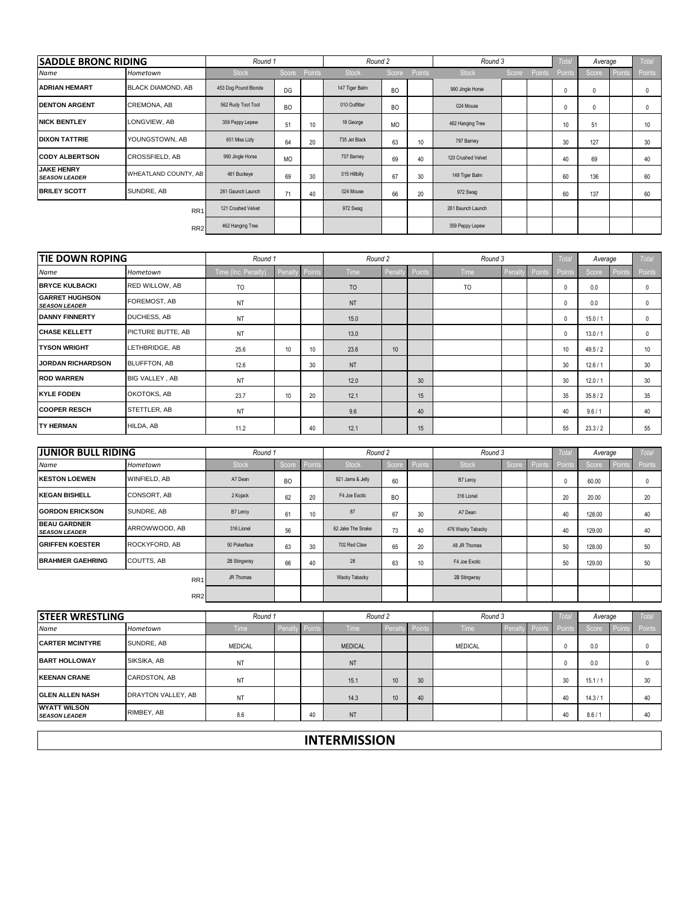| SADDLE BRONC RIDING | | Round 1 | | | Round 2 | | | Round 3 | | | Total | Average | | Total |
|---|---|---|---|---|---|---|---|---|---|---|---|---|---|---|
| Name | Hometown | Stock | Score | Points | Stock | Score | Points | Stock | Score | Points | Points | Score | Points | Points |
| ADRIAN HEMART | BLACK DIAMOND, AB | 453 Dog Pound Blonde | DG | | 147 Tiger Balm | BO | | 990 Jingle Horse | | | 0 | 0 | | 0 |
| DENTON ARGENT | CREMONA, AB | 562 Rudy Toot Toot | BO | | 010 Outfitter | BO | | 024 Mouse | | | 0 | 0 | | 0 |
| NICK BENTLEY | LONGVIEW, AB | 359 Peppy Lepew | 51 | 10 | 18 George | MO | | 462 Hanging Tree | | | 10 | 51 | | 10 |
| DIXON TATTRIE | YOUNGSTOWN, AB | 651 Miss Lizly | 64 | 20 | 735 Jet Black | 63 | 10 | 797 Barney | | | 30 | 127 | | 30 |
| CODY ALBERTSON | CROSSFIELD, AB | 990 Jingle Horse | MO | | 707 Barney | 69 | 40 | 120 Crushed Velvet | | | 40 | 69 | | 40 |
| JAKE HENRY *SEASON LEADER* | WHEATLAND COUNTY, AB | 461 Buckeye | 69 | 30 | 015 Hillbilly | 67 | 30 | 149 Tiger Balm | | | 60 | 136 | | 60 |
| BRILEY SCOTT | SUNDRE, AB | 261 Gaunch Launch | 71 | 40 | 024 Mouse | 66 | 20 | 972 Swag | | | 60 | 137 | | 60 |
| | RR1 | 121 Crushed Velvet | | | 972 Swag | | | 261 Baunch Launch | | | | | | |
| | RR2 | 462 Hanging Tree | | | | | | 359 Peppy Lepew | | | | | | |

| TIE DOWN ROPING | | Round 1 | | | Round 2 | | | Round 3 | | | Total | Average | | Total |
|---|---|---|---|---|---|---|---|---|---|---|---|---|---|---|
| Name | Hometown | Time (Inc. Penalty) | Penalty | Points | Time | Penalty | Points | Time | Penalty | Points | Points | Score | Points | Points |
| BRYCE KULBACKI | RED WILLOW, AB | TO | | | TO | | | TO | | | 0 | 0.0 | | 0 |
| GARRET HUGHSON *SEASON LEADER* | FOREMOST, AB | NT | | | NT | | | | | | 0 | 0.0 | | 0 |
| DANNY FINNERTY | DUCHESS, AB | NT | | | 15.0 | | | | | | 0 | 15.0 / 1 | | 0 |
| CHASE KELLETT | PICTURE BUTTE, AB | NT | | | 13.0 | | | | | | 0 | 13.0 / 1 | | 0 |
| TYSON WRIGHT | LETHBRIDGE, AB | 25.6 | 10 | 10 | 23.6 | 10 | | | | | 10 | 49.5 / 2 | | 10 |
| JORDAN RICHARDSON | BLUFFTON, AB | 12.6 | | 30 | NT | | | | | | 30 | 12.6 / 1 | | 30 |
| ROD WARREN | BIG VALLEY , AB | NT | | | 12.0 | | 30 | | | | 30 | 12.0 / 1 | | 30 |
| KYLE FODEN | OKOTOKS, AB | 23.7 | 10 | 20 | 12.1 | | 15 | | | | 35 | 35.8 / 2 | | 35 |
| COOPER RESCH | STETTLER, AB | NT | | | 9.6 | | 40 | | | | 40 | 9.6 / 1 | | 40 |
| TY HERMAN | HILDA, AB | 11.2 | | 40 | 12.1 | | 15 | | | | 55 | 23.3 / 2 | | 55 |

| JUNIOR BULL RIDING | | Round 1 | | | Round 2 | | | Round 3 | | | Total | Average | | Total |
|---|---|---|---|---|---|---|---|---|---|---|---|---|---|---|
| Name | Hometown | Stock | Score | Points | Stock | Score | Points | Stock | Score | Points | Points | Score | Points | Points |
| KESTON LOEWEN | WINFIELD, AB | A7 Dean | BO | | 921 Jams & Jelly | 60 | | B7 Leroy | | | 0 | 60.00 | | 0 |
| KEGAN BISHELL | CONSORT, AB | 2 Kojack | 62 | 20 | F4 Joe Exotic | BO | | 316 Lionel | | | 20 | 20.00 | | 20 |
| GORDON ERICKSON | SUNDRE, AB | B7 Leroy | 61 | 10 | 87 | 67 | 30 | A7 Dean | | | 40 | 128.00 | | 40 |
| BEAU GARDNER *SEASON LEADER* | ARROWWOOD, AB | 316 Lionel | 56 | | 62 Jake The Snake | 73 | 40 | 476 Wacky Tabacky | | | 40 | 129.00 | | 40 |
| GRIFFEN KOESTER | ROCKYFORD, AB | 50 Pokerface | 63 | 30 | 702 Red Claw | 65 | 20 | 48 JR Thomas | | | 50 | 128.00 | | 50 |
| BRAHMER GAEHRING | COUTTS, AB | 2B Stingwray | 66 | 40 | 28 | 63 | 10 | F4 Joe Exotic | | | 50 | 129.00 | | 50 |
| | RR1 | JR Thomas | | | Wacky Tabacky | | | 2B Stingwray | | | | | | |
| | RR2 | | | | | | | | | | | | | |

| STEER WRESTLING | | Round 1 | | | Round 2 | | | Round 3 | | | Total | Average | | Total |
|---|---|---|---|---|---|---|---|---|---|---|---|---|---|---|
| Name | Hometown | Time | Penalty | Points | Time | Penalty | Points | Time | Penalty | Points | Points | Score | Points | Points |
| CARTER MCINTYRE | SUNDRE, AB | MEDICAL | | | MEDICAL | | | MEDICAL | | | 0 | 0.0 | | 0 |
| BART HOLLOWAY | SIKSIKA, AB | NT | | | NT | | | | | | 0 | 0.0 | | 0 |
| KEENAN CRANE | CARDSTON, AB | NT | | | 15.1 | 10 | 30 | | | | 30 | 15.1 / 1 | | 30 |
| GLEN ALLEN NASH | DRAYTON VALLEY, AB | NT | | | 14.3 | 10 | 40 | | | | 40 | 14.3 / 1 | | 40 |
| WYATT WILSON *SEASON LEADER* | RIMBEY, AB | 8.6 | | 40 | NT | | | | | | 40 | 8.6 / 1 | | 40 |

## INTERMISSION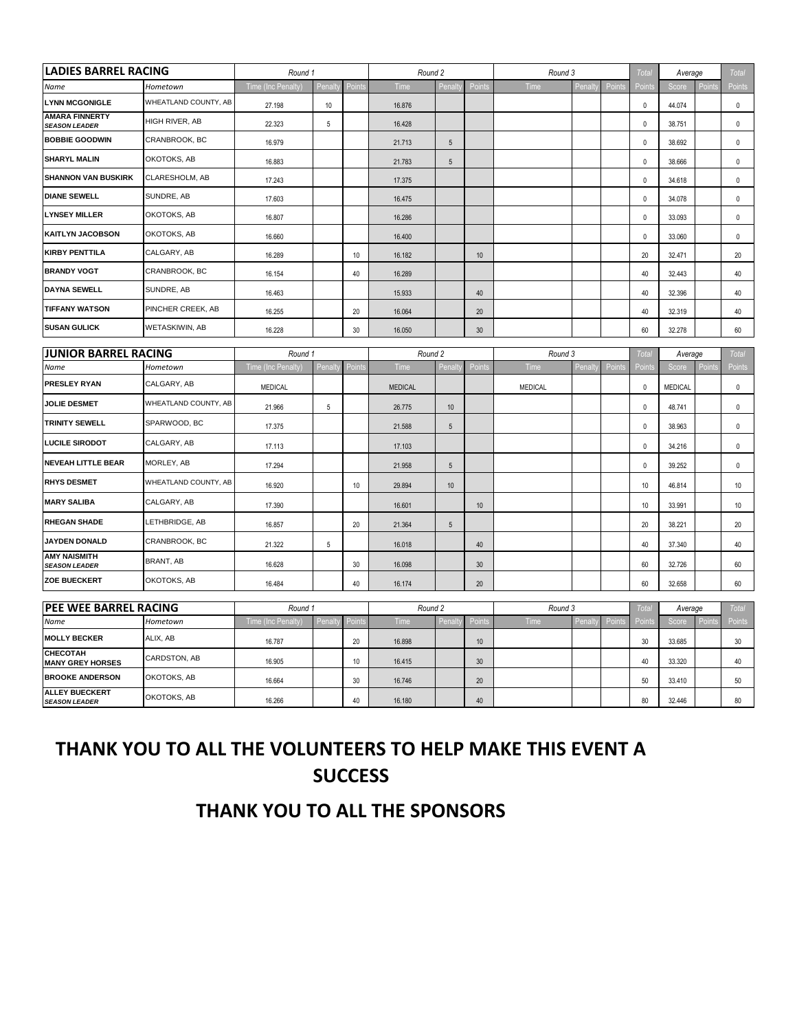| LADIES BARREL RACING | | Round 1 | | | Round 2 | | | Round 3 | | | Total | Average | | Total |
|---|---|---|---|---|---|---|---|---|---|---|---|---|---|---|
| Name | Hometown | Time (Inc Penalty) | Penalty | Points | Time | Penalty | Points | Time | Penalty | Points | Points | Score | Points | Points |
| LYNN MCGONIGLE | WHEATLAND COUNTY, AB | 27.198 | 10 | | 16.876 | | | | | | 0 | 44.074 | | 0 |
| AMARA FINNERTY *SEASON LEADER* | HIGH RIVER, AB | 22.323 | 5 | | 16.428 | | | | | | 0 | 38.751 | | 0 |
| BOBBIE GOODWIN | CRANBROOK, BC | 16.979 | | | 21.713 | 5 | | | | | 0 | 38.692 | | 0 |
| SHARYL MALIN | OKOTOKS, AB | 16.883 | | | 21.783 | 5 | | | | | 0 | 38.666 | | 0 |
| SHANNON VAN BUSKIRK | CLARESHOLM, AB | 17.243 | | | 17.375 | | | | | | 0 | 34.618 | | 0 |
| DIANE SEWELL | SUNDRE, AB | 17.603 | | | 16.475 | | | | | | 0 | 34.078 | | 0 |
| LYNSEY MILLER | OKOTOKS, AB | 16.807 | | | 16.286 | | | | | | 0 | 33.093 | | 0 |
| KAITLYN JACOBSON | OKOTOKS, AB | 16.660 | | | 16.400 | | | | | | 0 | 33.060 | | 0 |
| KIRBY PENTTILA | CALGARY, AB | 16.289 | | 10 | 16.182 | | 10 | | | | 20 | 32.471 | | 20 |
| BRANDY VOGT | CRANBROOK, BC | 16.154 | | 40 | 16.289 | | | | | | 40 | 32.443 | | 40 |
| DAYNA SEWELL | SUNDRE, AB | 16.463 | | | 15.933 | | 40 | | | | 40 | 32.396 | | 40 |
| TIFFANY WATSON | PINCHER CREEK, AB | 16.255 | | 20 | 16.064 | | 20 | | | | 40 | 32.319 | | 40 |
| SUSAN GULICK | WETASKIWIN, AB | 16.228 | | 30 | 16.050 | | 30 | | | | 60 | 32.278 | | 60 |

| JUNIOR BARREL RACING | | Round 1 | | | Round 2 | | | Round 3 | | | Total | Average | | Total |
|---|---|---|---|---|---|---|---|---|---|---|---|---|---|---|
| Name | Hometown | Time (Inc Penalty) | Penalty | Points | Time | Penalty | Points | Time | Penalty | Points | Points | Score | Points | Points |
| PRESLEY RYAN | CALGARY, AB | MEDICAL | | | MEDICAL | | | MEDICAL | | | 0 | MEDICAL | | 0 |
| JOLIE DESMET | WHEATLAND COUNTY, AB | 21.966 | 5 | | 26.775 | 10 | | | | | 0 | 48.741 | | 0 |
| TRINITY SEWELL | SPARWOOD, BC | 17.375 | | | 21.588 | 5 | | | | | 0 | 38.963 | | 0 |
| LUCILE SIRODOT | CALGARY, AB | 17.113 | | | 17.103 | | | | | | 0 | 34.216 | | 0 |
| NEVEAH LITTLE BEAR | MORLEY, AB | 17.294 | | | 21.958 | 5 | | | | | 0 | 39.252 | | 0 |
| RHYS DESMET | WHEATLAND COUNTY, AB | 16.920 | | 10 | 29.894 | 10 | | | | | 10 | 46.814 | | 10 |
| MARY SALIBA | CALGARY, AB | 17.390 | | | 16.601 | | 10 | | | | 10 | 33.991 | | 10 |
| RHEGAN SHADE | LETHBRIDGE, AB | 16.857 | | 20 | 21.364 | 5 | | | | | 20 | 38.221 | | 20 |
| JAYDEN DONALD | CRANBROOK, BC | 21.322 | 5 | | 16.018 | | 40 | | | | 40 | 37.340 | | 40 |
| AMY NAISMITH *SEASON LEADER* | BRANT, AB | 16.628 | | 30 | 16.098 | | 30 | | | | 60 | 32.726 | | 60 |
| ZOE BUECKERT | OKOTOKS, AB | 16.484 | | 40 | 16.174 | | 20 | | | | 60 | 32.658 | | 60 |

| PEE WEE BARREL RACING | | Round 1 | | | Round 2 | | | Round 3 | | | Total | Average | | Total |
|---|---|---|---|---|---|---|---|---|---|---|---|---|---|---|
| Name | Hometown | Time (Inc Penalty) | Penalty | Points | Time | Penalty | Points | Time | Penalty | Points | Points | Score | Points | Points |
| MOLLY BECKER | ALIX, AB | 16.787 | | 20 | 16.898 | | 10 | | | | 30 | 33.685 | | 30 |
| CHECOTAH MANY GREY HORSES | CARDSTON, AB | 16.905 | | 10 | 16.415 | | 30 | | | | 40 | 33.320 | | 40 |
| BROOKE ANDERSON | OKOTOKS, AB | 16.664 | | 30 | 16.746 | | 20 | | | | 50 | 33.410 | | 50 |
| ALLEY BUECKERT *SEASON LEADER* | OKOTOKS, AB | 16.266 | | 40 | 16.180 | | 40 | | | | 80 | 32.446 | | 80 |

## THANK YOU TO ALL THE VOLUNTEERS TO HELP MAKE THIS EVENT A SUCCESS

## THANK YOU TO ALL THE SPONSORS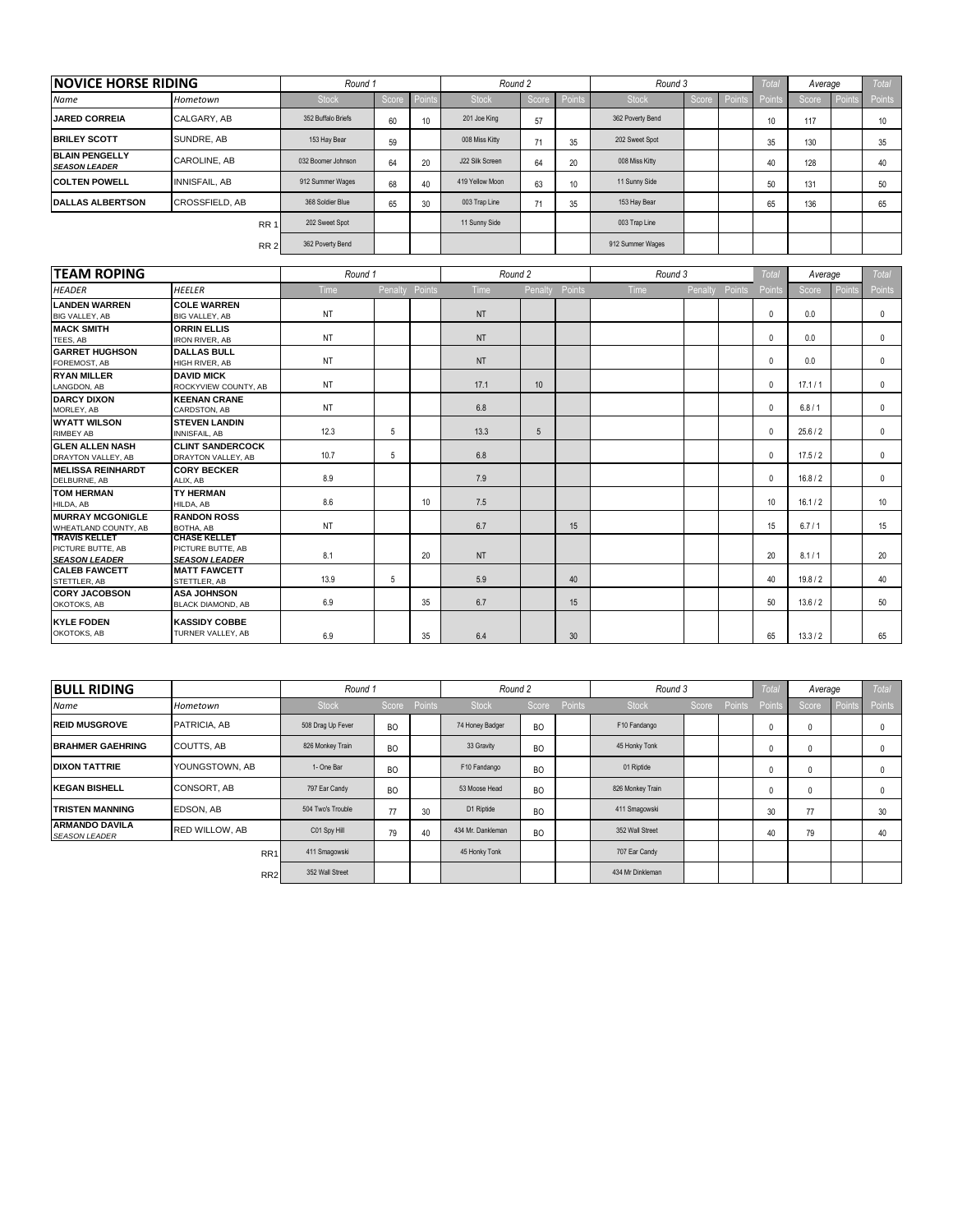## NOVICE HORSE RIDING

| Name | Hometown | Round 1 Stock | Score | Points | Round 2 Stock | Score | Points | Round 3 Stock | Score | Points | Total Points | Average Score | Points | Total Points |
|---|---|---|---|---|---|---|---|---|---|---|---|---|---|---|
| **JARED CORREIA** | CALGARY, AB | 352 Buffalo Briefs | 60 | 10 | 201 Joe King | 57 | | 362 Poverty Bend | | | 10 | 117 | | 10 |
| **BRILEY SCOTT** | SUNDRE, AB | 153 Hay Bear | 59 | | 008 Miss Kitty | 71 | 35 | 202 Sweet Spot | | | 35 | 130 | | 35 |
| **BLAIN PENGELLY** ***SEASON LEADER*** | CAROLINE, AB | 032 Boomer Johnson | 64 | 20 | J22 Silk Screen | 64 | 20 | 008 Miss Kitty | | | 40 | 128 | | 40 |
| **COLTEN POWELL** | INNISFAIL, AB | 912 Summer Wages | 68 | 40 | 419 Yellow Moon | 63 | 10 | 11 Sunny Side | | | 50 | 131 | | 50 |
| **DALLAS ALBERTSON** | CROSSFIELD, AB | 368 Soldier Blue | 65 | 30 | 003 Trap Line | 71 | 35 | 153 Hay Bear | | | 65 | 136 | | 65 |
| | RR 1 | 202 Sweet Spot | | | 11 Sunny Side | | | 003 Trap Line | | | | | | |
| | RR 2 | 362 Poverty Bend | | | | | | 912 Summer Wages | | | | | | |

## TEAM ROPING

| HEADER | HEELER | Round 1 Time | Penalty | Points | Round 2 Time | Penalty | Points | Round 3 Time | Penalty | Points | Total Points | Average Score | Points | Total Points |
|---|---|---|---|---|---|---|---|---|---|---|---|---|---|---|
| **LANDEN WARREN** BIG VALLEY, AB | **COLE WARREN** BIG VALLEY, AB | NT | | | NT | | | | | | 0 | 0.0 | | 0 |
| **MACK SMITH** TEES, AB | **ORRIN ELLIS** IRON RIVER, AB | NT | | | NT | | | | | | 0 | 0.0 | | 0 |
| **GARRET HUGHSON** FOREMOST, AB | **DALLAS BULL** HIGH RIVER, AB | NT | | | NT | | | | | | 0 | 0.0 | | 0 |
| **RYAN MILLER** LANGDON, AB | **DAVID MICK** ROCKYVIEW COUNTY, AB | NT | | | 17.1 | 10 | | | | | 0 | 17.1 / 1 | | 0 |
| **DARCY DIXON** MORLEY, AB | **KEENAN CRANE** CARDSTON, AB | NT | | | 6.8 | | | | | | 0 | 6.8 / 1 | | 0 |
| **WYATT WILSON** RIMBEY AB | **STEVEN LANDIN** INNISFAIL, AB | 12.3 | 5 | | 13.3 | 5 | | | | | 0 | 25.6 / 2 | | 0 |
| **GLEN ALLEN NASH** DRAYTON VALLEY, AB | **CLINT SANDERCOCK** DRAYTON VALLEY, AB | 10.7 | 5 | | 6.8 | | | | | | 0 | 17.5 / 2 | | 0 |
| **MELISSA REINHARDT** DELBURNE, AB | **CORY BECKER** ALIX, AB | 8.9 | | | 7.9 | | | | | | 0 | 16.8 / 2 | | 0 |
| **TOM HERMAN** HILDA, AB | **TY HERMAN** HILDA, AB | 8.6 | | 10 | 7.5 | | | | | | 10 | 16.1 / 2 | | 10 |
| **MURRAY MCGONIGLE** WHEATLAND COUNTY, AB | **RANDON ROSS** BOTHA, AB | NT | | | 6.7 | | 15 | | | | 15 | 6.7 / 1 | | 15 |
| **TRAVIS KELLET** PICTURE BUTTE, AB ***SEASON LEADER*** | **CHASE KELLET** PICTURE BUTTE, AB ***SEASON LEADER*** | 8.1 | | 20 | NT | | | | | | 20 | 8.1 / 1 | | 20 |
| **CALEB FAWCETT** STETTLER, AB | **MATT FAWCETT** STETTLER, AB | 13.9 | 5 | | 5.9 | | 40 | | | | 40 | 19.8 / 2 | | 40 |
| **CORY JACOBSON** OKOTOKS, AB | **ASA JOHNSON** BLACK DIAMOND, AB | 6.9 | | 35 | 6.7 | | 15 | | | | 50 | 13.6 / 2 | | 50 |
| **KYLE FODEN** OKOTOKS, AB | **KASSIDY COBBE** TURNER VALLEY, AB | 6.9 | | 35 | 6.4 | | 30 | | | | 65 | 13.3 / 2 | | 65 |

## BULL RIDING

| Name | Hometown | Round 1 Stock | Score | Points | Round 2 Stock | Score | Points | Round 3 Stock | Score | Points | Total Points | Average Score | Points | Total Points |
|---|---|---|---|---|---|---|---|---|---|---|---|---|---|---|
| **REID MUSGROVE** | PATRICIA, AB | 508 Drag Up Fever | BO | | 74 Honey Badger | BO | | F10 Fandango | | | 0 | 0 | | 0 |
| **BRAHMER GAEHRING** | COUTTS, AB | 826 Monkey Train | BO | | 33 Gravity | BO | | 45 Honky Tonk | | | 0 | 0 | | 0 |
| **DIXON TATTRIE** | YOUNGSTOWN, AB | 1- One Bar | BO | | F10 Fandango | BO | | 01 Riptide | | | 0 | 0 | | 0 |
| **KEGAN BISHELL** | CONSORT, AB | 797 Ear Candy | BO | | 53 Moose Head | BO | | 826 Monkey Train | | | 0 | 0 | | 0 |
| **TRISTEN MANNING** | EDSON, AB | 504 Two's Trouble | 77 | 30 | D1 Riptide | BO | | 411 Smagowski | | | 30 | 77 | | 30 |
| **ARMANDO DAVILA** *SEASON LEADER* | RED WILLOW, AB | C01 Spy Hill | 79 | 40 | 434 Mr. Dankleman | BO | | 352 Wall Street | | | 40 | 79 | | 40 |
| | RR1 | 411 Smagowski | | | 45 Honky Tonk | | | 707 Ear Candy | | | | | | |
| | RR2 | 352 Wall Street | | | | | | 434 Mr Dinkleman | | | | | | |